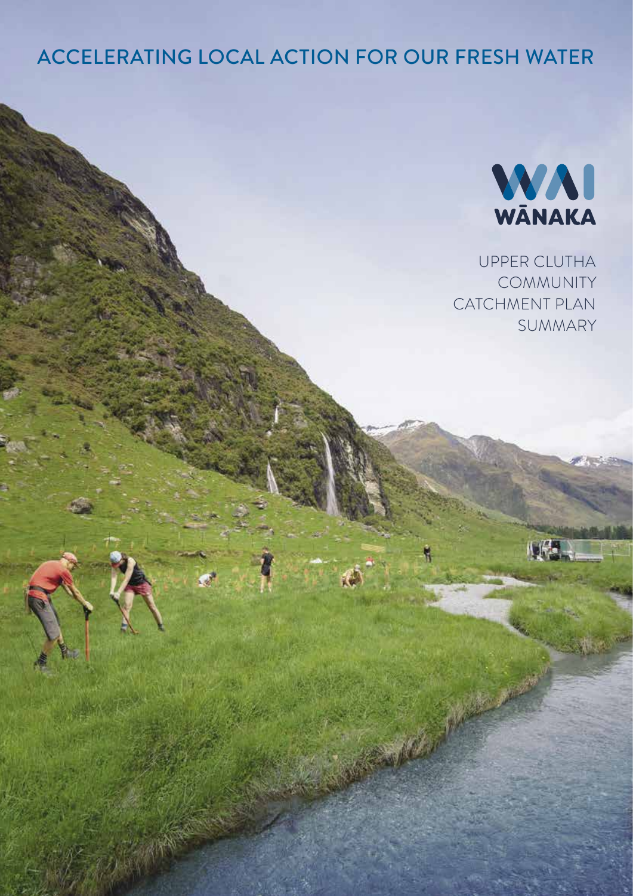# ACCELERATING LOCAL ACTION FOR OUR FRESH WATER

WAI WĀNAKA

UPPER CLUTHA COMMUNITY CATCHMENT PLAN SUMMARY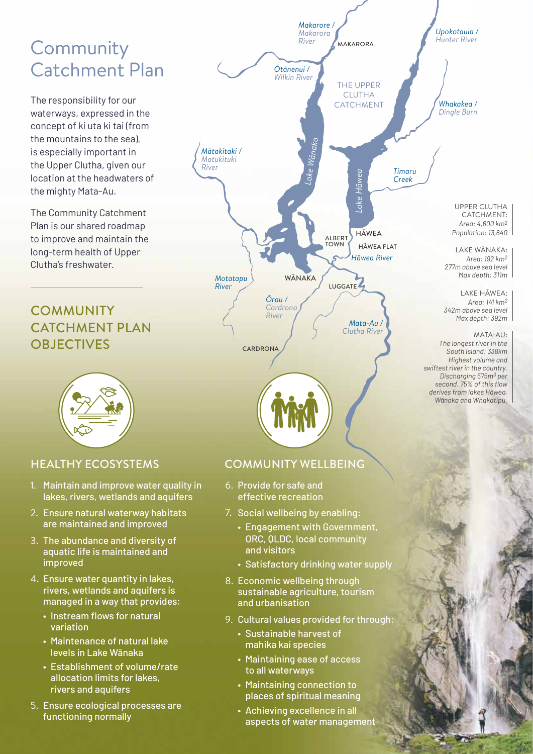# Community Catchment Plan

The responsibility for our waterways, expressed in the concept of ki uta ki tai (from the mountains to the sea), is especially important in the Upper Clutha, given our location at the headwaters of the mighty Mata-Au.

The Community Catchment Plan is our shared roadmap to improve and maintain the long-term health of Upper Clutha's freshwater.

*Makarore / Makarora River*

MAKARORA

*Upokotauia / Hunter River*

*Ōtānenui / Wilkin River*

THE UPPER CLUTHA CATCHMENT

*Whakakea / Dingle Burn*

*Mātakitaki / Matukituki River*

*Lake Wānaka*

*Lake Hāwea*

*Timaru Creek*

ALBERT TOWN

HĀWEA

HĀWEA FLAT

*Hāwea River*

*Motatapu River*

WĀNAKA

LUGGATE

*Ōrau / Cardrona River*

*Mata-Au / Clutha River*

CARDRONA

UPPER CLUTHA CATCHMENT:
*Area: 4,600 km²*
*Population: 13,640*

LAKE WĀNAKA:
*Area: 192 km²*
*277m above sea level*
*Max depth: 311m*

LAKE HĀWEA:
*Area: 141 km²*
*342m above sea level*
*Max depth: 392m*

MATA-AU:
*The longest river in the South Island: 338km*
*Highest volume and swiftest river in the country.*
*Discharging 575m³ per second. 75% of this flow derives from lakes Hāwea, Wānaka and Whakatipu.*

## COMMUNITY CATCHMENT PLAN OBJECTIVES

### HEALTHY ECOSYSTEMS

1. Maintain and improve water quality in lakes, rivers, wetlands and aquifers
2. Ensure natural waterway habitats are maintained and improved
3. The abundance and diversity of aquatic life is maintained and improved
4. Ensure water quantity in lakes, rivers, wetlands and aquifers is managed in a way that provides:
   - Instream flows for natural variation
   - Maintenance of natural lake levels in Lake Wānaka
   - Establishment of volume/rate allocation limits for lakes, rivers and aquifers
5. Ensure ecological processes are functioning normally

### COMMUNITY WELLBEING

6. Provide for safe and effective recreation
7. Social wellbeing by enabling:
   - Engagement with Government, ORC, QLDC, local community and visitors
   - Satisfactory drinking water supply
8. Economic wellbeing through sustainable agriculture, tourism and urbanisation
9. Cultural values provided for through:
   - Sustainable harvest of mahika kai species
   - Maintaining ease of access to all waterways
   - Maintaining connection to places of spiritual meaning
   - Achieving excellence in all aspects of water management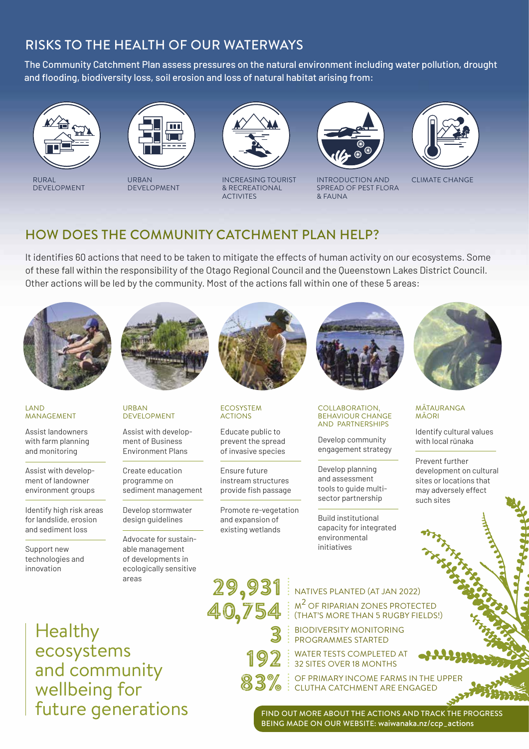## RISKS TO THE HEALTH OF OUR WATERWAYS

The Community Catchment Plan assess pressures on the natural environment including water pollution, drought and flooding, biodiversity loss, soil erosion and loss of natural habitat arising from:

- RURAL DEVELOPMENT
- URBAN DEVELOPMENT
- INCREASING TOURIST & RECREATIONAL ACTIVITES
- INTRODUCTION AND SPREAD OF PEST FLORA & FAUNA
- CLIMATE CHANGE

## HOW DOES THE COMMUNITY CATCHMENT PLAN HELP?

It identifies 60 actions that need to be taken to mitigate the effects of human activity on our ecosystems. Some of these fall within the responsibility of the Otago Regional Council and the Queenstown Lakes District Council. Other actions will be led by the community. Most of the actions fall within one of these 5 areas:

### LAND MANAGEMENT

- Assist landowners with farm planning and monitoring
- Assist with development of landowner environment groups
- Identify high risk areas for landslide, erosion and sediment loss
- Support new technologies and innovation

### URBAN DEVELOPMENT

- Assist with development of Business Environment Plans
- Create education programme on sediment management
- Develop stormwater design guidelines
- Advocate for sustainable management of developments in ecologically sensitive areas

### ECOSYSTEM ACTIONS

- Educate public to prevent the spread of invasive species
- Ensure future instream structures provide fish passage
- Promote re-vegetation and expansion of existing wetlands

### COLLABORATION, BEHAVIOUR CHANGE AND PARTNERSHIPS

- Develop community engagement strategy
- Develop planning and assessment tools to guide multi-sector partnership
- Build institutional capacity for integrated environmental initiatives

### MĀTAURANGA MĀORI

- Identify cultural values with local rūnaka
- Prevent further development on cultural sites or locations that may adversely effect such sites

Healthy ecosystems and community wellbeing for future generations

**29,931** NATIVES PLANTED (AT JAN 2022)

**40,754** M² OF RIPARIAN ZONES PROTECTED (THAT'S MORE THAN 5 RUGBY FIELDS!)

**3** BIODIVERSITY MONITORING PROGRAMMES STARTED

**192** WATER TESTS COMPLETED AT 32 SITES OVER 18 MONTHS

**83%** OF PRIMARY INCOME FARMS IN THE UPPER CLUTHA CATCHMENT ARE ENGAGED

FIND OUT MORE ABOUT THE ACTIONS AND TRACK THE PROGRESS BEING MADE ON OUR WEBSITE: **waiwanaka.nz/ccp_actions**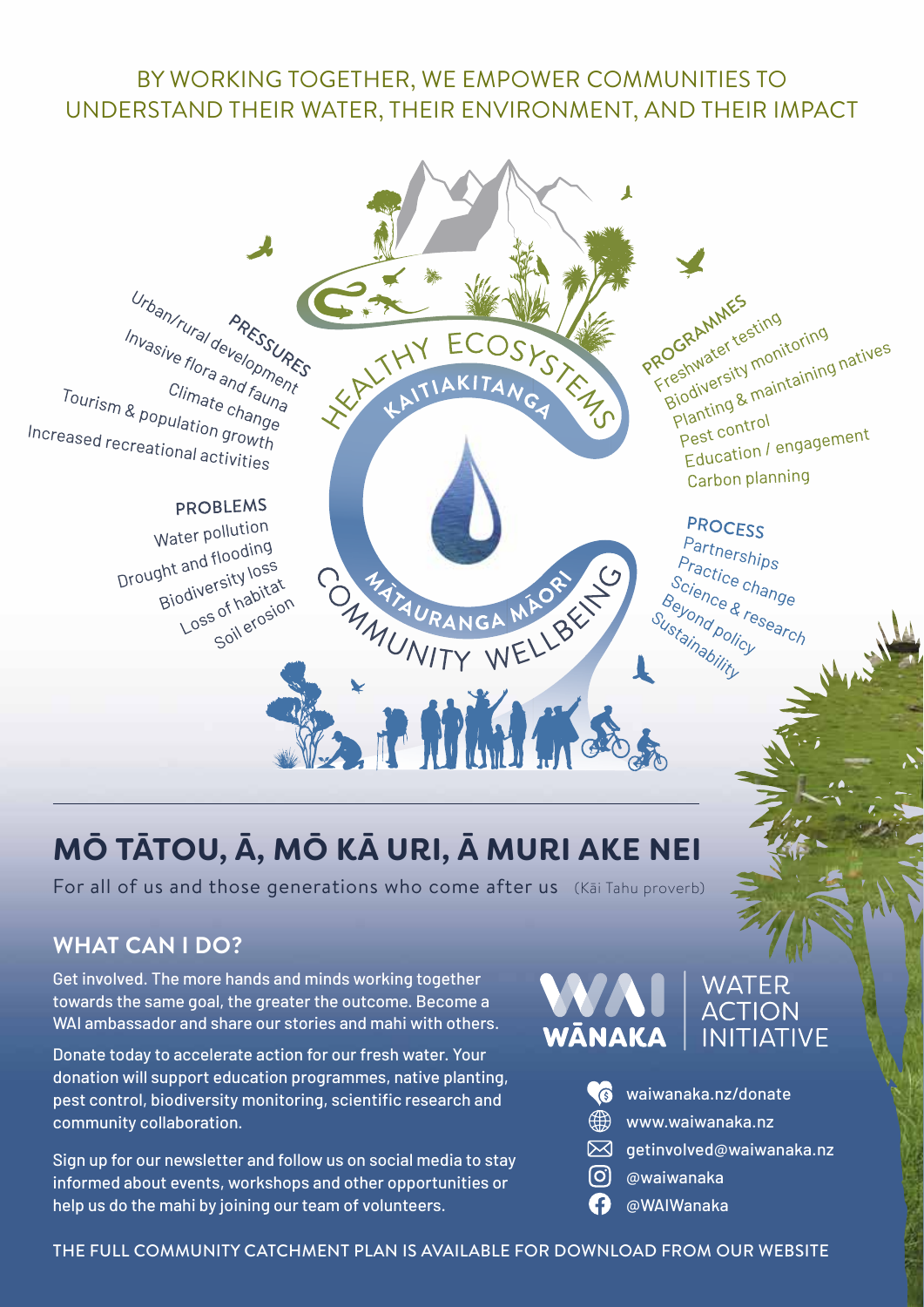BY WORKING TOGETHER, WE EMPOWER COMMUNITIES TO UNDERSTAND THEIR WATER, THEIR ENVIRONMENT, AND THEIR IMPACT

HEALTHY ECOSYSTEMS

KAITIAKITANGA

MĀTAURANGA MĀORI

COMMUNITY WELLBEING

PRESSURES
Urban/rural development
Invasive flora and fauna
Climate change
Tourism & population growth
Increased recreational activities

PROBLEMS
Water pollution
Drought and flooding
Biodiversity loss
Loss of habitat
Soil erosion

PROGRAMMES
Freshwater testing
Biodiversity monitoring
Planting & maintaining natives
Pest control
Education / engagement
Carbon planning

PROCESS
Partnerships
Practice change
Science & research
Beyond policy
Sustainability

# MŌ TĀTOU, Ā, MŌ KĀ URI, Ā MURI AKE NEI

For all of us and those generations who come after us (Kāi Tahu proverb)

## WHAT CAN I DO?

Get involved. The more hands and minds working together towards the same goal, the greater the outcome. Become a WAI ambassador and share our stories and mahi with others.

Donate today to accelerate action for our fresh water. Your donation will support education programmes, native planting, pest control, biodiversity monitoring, scientific research and community collaboration.

Sign up for our newsletter and follow us on social media to stay informed about events, workshops and other opportunities or help us do the mahi by joining our team of volunteers.

WAI WĀNAKA | WATER ACTION INITIATIVE

- waiwanaka.nz/donate
- www.waiwanaka.nz
- getinvolved@waiwanaka.nz
- @waiwanaka
- @WAIWanaka

THE FULL COMMUNITY CATCHMENT PLAN IS AVAILABLE FOR DOWNLOAD FROM OUR WEBSITE